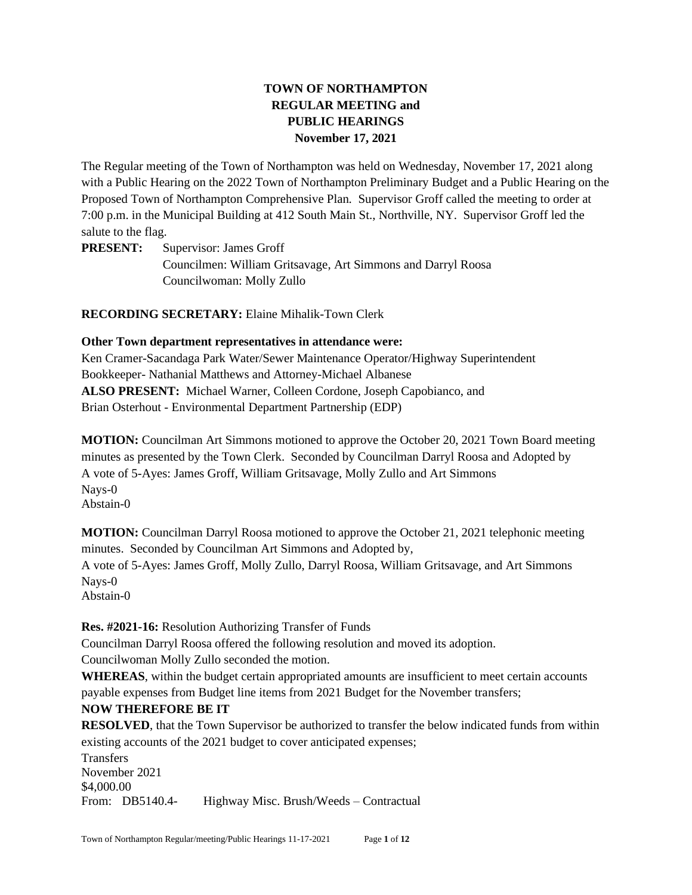# TOWN OF NORTHAMPTON REGULAR MEETING and PUBLIC HEARINGS November 17, 2021

The Regular meeting of the Town of Northampton was held on Wednesday, November 17, 2021 along with a Public Hearing on the 2022 Town of Northampton Preliminary Budget and a Public Hearing on the Proposed Town of Northampton Comprehensive Plan. Supervisor Groff called the meeting to order at 7:00 p.m. in the Municipal Building at 412 South Main St., Northville, NY. Supervisor Groff led the salute to the flag.

**PRESENT:** Supervisor: James Groff
Councilmen: William Gritsavage, Art Simmons and Darryl Roosa
Councilwoman: Molly Zullo

**RECORDING SECRETARY:** Elaine Mihalik-Town Clerk

**Other Town department representatives in attendance were:**
Ken Cramer-Sacandaga Park Water/Sewer Maintenance Operator/Highway Superintendent
Bookkeeper- Nathanial Matthews and Attorney-Michael Albanese
**ALSO PRESENT:** Michael Warner, Colleen Cordone, Joseph Capobianco, and
Brian Osterhout - Environmental Department Partnership (EDP)

**MOTION:** Councilman Art Simmons motioned to approve the October 20, 2021 Town Board meeting minutes as presented by the Town Clerk. Seconded by Councilman Darryl Roosa and Adopted by
A vote of 5-Ayes: James Groff, William Gritsavage, Molly Zullo and Art Simmons
Nays-0
Abstain-0

**MOTION:** Councilman Darryl Roosa motioned to approve the October 21, 2021 telephonic meeting minutes. Seconded by Councilman Art Simmons and Adopted by,
A vote of 5-Ayes: James Groff, Molly Zullo, Darryl Roosa, William Gritsavage, and Art Simmons
Nays-0
Abstain-0

**Res. #2021-16:** Resolution Authorizing Transfer of Funds
Councilman Darryl Roosa offered the following resolution and moved its adoption.
Councilwoman Molly Zullo seconded the motion.
**WHEREAS**, within the budget certain appropriated amounts are insufficient to meet certain accounts payable expenses from Budget line items from 2021 Budget for the November transfers;
**NOW THEREFORE BE IT**
**RESOLVED**, that the Town Supervisor be authorized to transfer the below indicated funds from within existing accounts of the 2021 budget to cover anticipated expenses;
Transfers
November 2021
$4,000.00
From: DB5140.4- Highway Misc. Brush/Weeds – Contractual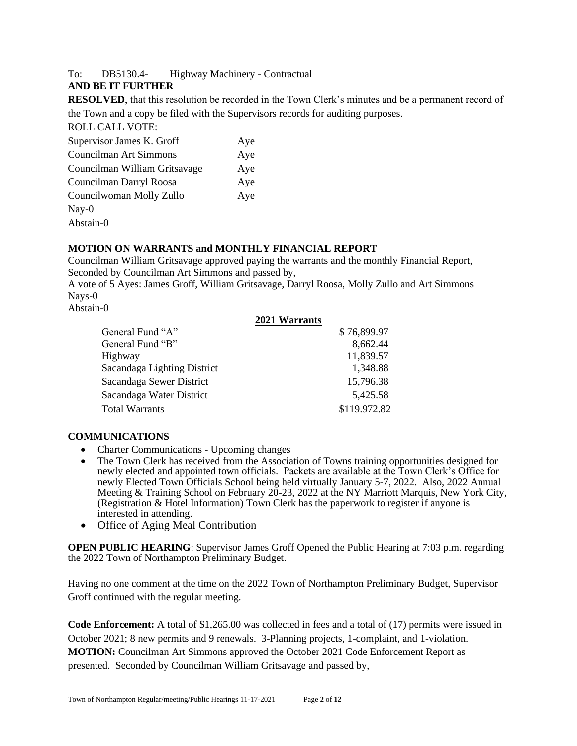To: DB5130.4- Highway Machinery - Contractual

**AND BE IT FURTHER**

**RESOLVED**, that this resolution be recorded in the Town Clerk's minutes and be a permanent record of the Town and a copy be filed with the Supervisors records for auditing purposes.

ROLL CALL VOTE:

| | |
|---|---|
| Supervisor James K. Groff | Aye |
| Councilman Art Simmons | Aye |
| Councilman William Gritsavage | Aye |
| Councilman Darryl Roosa | Aye |
| Councilwoman Molly Zullo | Aye |

Nay-0

Abstain-0

**MOTION ON WARRANTS and MONTHLY FINANCIAL REPORT**

Councilman William Gritsavage approved paying the warrants and the monthly Financial Report, Seconded by Councilman Art Simmons and passed by,

A vote of 5 Ayes: James Groff, William Gritsavage, Darryl Roosa, Molly Zullo and Art Simmons

Nays-0

Abstain-0

| **2021 Warrants** | |
|---|---|
| General Fund "A" | $ 76,899.97 |
| General Fund "B" | 8,662.44 |
| Highway | 11,839.57 |
| Sacandaga Lighting District | 1,348.88 |
| Sacandaga Sewer District | 15,796.38 |
| Sacandaga Water District | 5,425.58 |
| Total Warrants | $119.972.82 |

**COMMUNICATIONS**

- Charter Communications - Upcoming changes
- The Town Clerk has received from the Association of Towns training opportunities designed for newly elected and appointed town officials. Packets are available at the Town Clerk's Office for newly Elected Town Officials School being held virtually January 5-7, 2022. Also, 2022 Annual Meeting & Training School on February 20-23, 2022 at the NY Marriott Marquis, New York City, (Registration & Hotel Information) Town Clerk has the paperwork to register if anyone is interested in attending.
- Office of Aging Meal Contribution

**OPEN PUBLIC HEARING**: Supervisor James Groff Opened the Public Hearing at 7:03 p.m. regarding the 2022 Town of Northampton Preliminary Budget.

Having no one comment at the time on the 2022 Town of Northampton Preliminary Budget, Supervisor Groff continued with the regular meeting.

**Code Enforcement:** A total of $1,265.00 was collected in fees and a total of (17) permits were issued in October 2021; 8 new permits and 9 renewals. 3-Planning projects, 1-complaint, and 1-violation.

**MOTION:** Councilman Art Simmons approved the October 2021 Code Enforcement Report as presented. Seconded by Councilman William Gritsavage and passed by,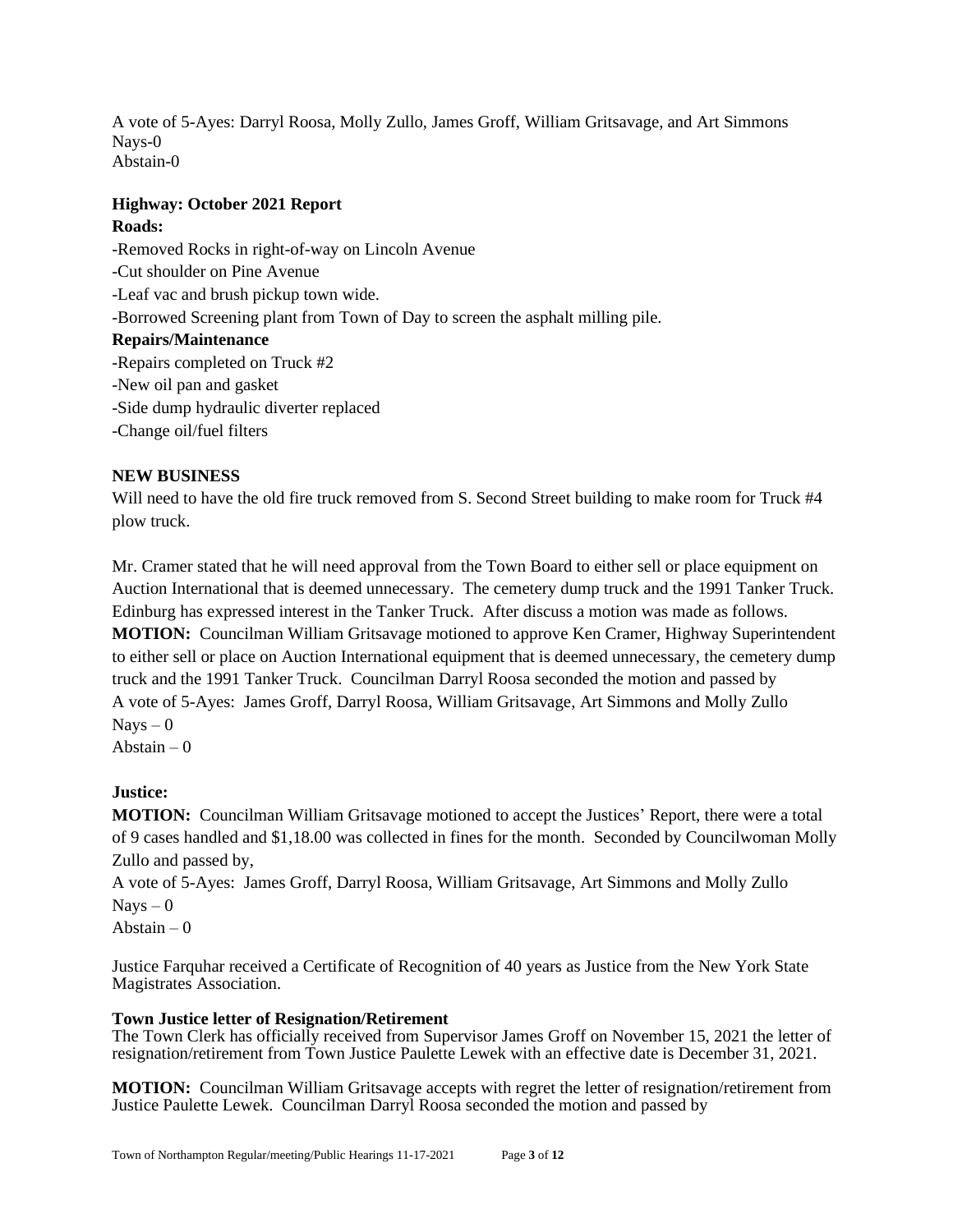A vote of 5-Ayes: Darryl Roosa, Molly Zullo, James Groff, William Gritsavage, and Art Simmons
Nays-0
Abstain-0

**Highway: October 2021 Report**

**Roads:**

-Removed Rocks in right-of-way on Lincoln Avenue
-Cut shoulder on Pine Avenue
-Leaf vac and brush pickup town wide.
-Borrowed Screening plant from Town of Day to screen the asphalt milling pile.

**Repairs/Maintenance**

-Repairs completed on Truck #2
-New oil pan and gasket
-Side dump hydraulic diverter replaced
-Change oil/fuel filters

**NEW BUSINESS**

Will need to have the old fire truck removed from S. Second Street building to make room for Truck #4 plow truck.

Mr. Cramer stated that he will need approval from the Town Board to either sell or place equipment on Auction International that is deemed unnecessary. The cemetery dump truck and the 1991 Tanker Truck. Edinburg has expressed interest in the Tanker Truck. After discuss a motion was made as follows.

**MOTION:** Councilman William Gritsavage motioned to approve Ken Cramer, Highway Superintendent to either sell or place on Auction International equipment that is deemed unnecessary, the cemetery dump truck and the 1991 Tanker Truck. Councilman Darryl Roosa seconded the motion and passed by
A vote of 5-Ayes: James Groff, Darryl Roosa, William Gritsavage, Art Simmons and Molly Zullo
Nays – 0
Abstain – 0

**Justice:**

**MOTION:** Councilman William Gritsavage motioned to accept the Justices' Report, there were a total of 9 cases handled and $1,18.00 was collected in fines for the month. Seconded by Councilwoman Molly Zullo and passed by,
A vote of 5-Ayes: James Groff, Darryl Roosa, William Gritsavage, Art Simmons and Molly Zullo
Nays – 0
Abstain – 0

Justice Farquhar received a Certificate of Recognition of 40 years as Justice from the New York State Magistrates Association.

**Town Justice letter of Resignation/Retirement**

The Town Clerk has officially received from Supervisor James Groff on November 15, 2021 the letter of resignation/retirement from Town Justice Paulette Lewek with an effective date is December 31, 2021.

**MOTION:** Councilman William Gritsavage accepts with regret the letter of resignation/retirement from Justice Paulette Lewek. Councilman Darryl Roosa seconded the motion and passed by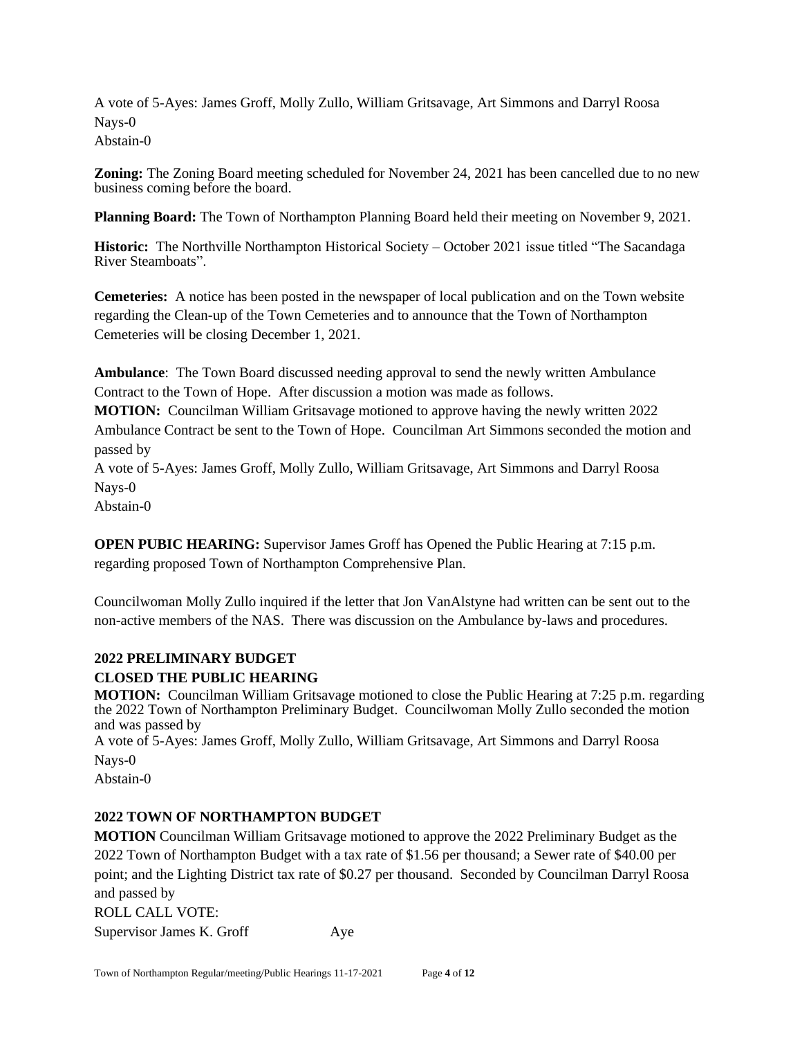A vote of 5-Ayes: James Groff, Molly Zullo, William Gritsavage, Art Simmons and Darryl Roosa
Nays-0
Abstain-0

**Zoning:** The Zoning Board meeting scheduled for November 24, 2021 has been cancelled due to no new business coming before the board.

**Planning Board:** The Town of Northampton Planning Board held their meeting on November 9, 2021.

**Historic:** The Northville Northampton Historical Society – October 2021 issue titled "The Sacandaga River Steamboats".

**Cemeteries:** A notice has been posted in the newspaper of local publication and on the Town website regarding the Clean-up of the Town Cemeteries and to announce that the Town of Northampton Cemeteries will be closing December 1, 2021.

**Ambulance**: The Town Board discussed needing approval to send the newly written Ambulance Contract to the Town of Hope. After discussion a motion was made as follows.
**MOTION:** Councilman William Gritsavage motioned to approve having the newly written 2022 Ambulance Contract be sent to the Town of Hope. Councilman Art Simmons seconded the motion and passed by
A vote of 5-Ayes: James Groff, Molly Zullo, William Gritsavage, Art Simmons and Darryl Roosa
Nays-0
Abstain-0

**OPEN PUBIC HEARING:** Supervisor James Groff has Opened the Public Hearing at 7:15 p.m. regarding proposed Town of Northampton Comprehensive Plan.

Councilwoman Molly Zullo inquired if the letter that Jon VanAlstyne had written can be sent out to the non-active members of the NAS. There was discussion on the Ambulance by-laws and procedures.

**2022 PRELIMINARY BUDGET**

**CLOSED THE PUBLIC HEARING**

**MOTION:** Councilman William Gritsavage motioned to close the Public Hearing at 7:25 p.m. regarding the 2022 Town of Northampton Preliminary Budget. Councilwoman Molly Zullo seconded the motion and was passed by
A vote of 5-Ayes: James Groff, Molly Zullo, William Gritsavage, Art Simmons and Darryl Roosa
Nays-0
Abstain-0

**2022 TOWN OF NORTHAMPTON BUDGET**

**MOTION** Councilman William Gritsavage motioned to approve the 2022 Preliminary Budget as the 2022 Town of Northampton Budget with a tax rate of $1.56 per thousand; a Sewer rate of $40.00 per point; and the Lighting District tax rate of $0.27 per thousand. Seconded by Councilman Darryl Roosa and passed by
ROLL CALL VOTE:
Supervisor James K. Groff Aye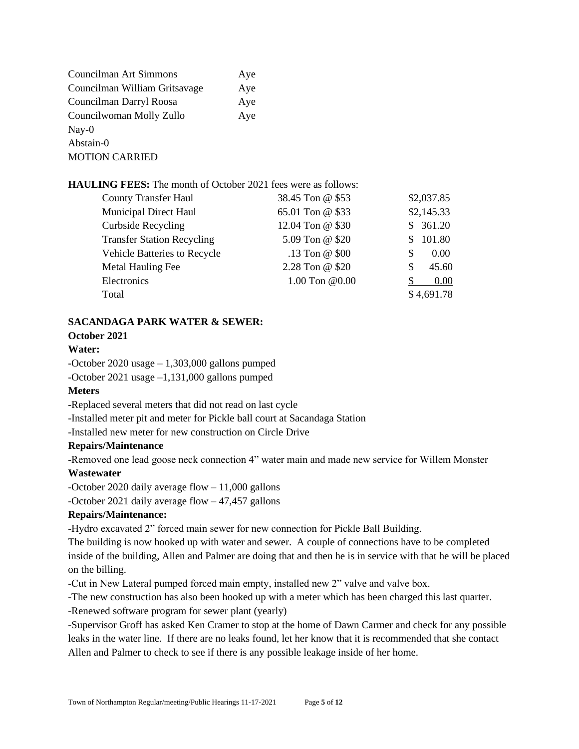| | |
|---|---|
| Councilman Art Simmons | Aye |
| Councilman William Gritsavage | Aye |
| Councilman Darryl Roosa | Aye |
| Councilwoman Molly Zullo | Aye |

Nay-0
Abstain-0
MOTION CARRIED

**HAULING FEES:** The month of October 2021 fees were as follows:

| | | |
|---|---|---|
| County Transfer Haul | 38.45 Ton @ $53 | $2,037.85 |
| Municipal Direct Haul | 65.01 Ton @ $33 | $2,145.33 |
| Curbside Recycling | 12.04 Ton @ $30 | $ 361.20 |
| Transfer Station Recycling | 5.09 Ton @ $20 | $ 101.80 |
| Vehicle Batteries to Recycle | .13 Ton @ $00 | $ 0.00 |
| Metal Hauling Fee | 2.28 Ton @ $20 | $ 45.60 |
| Electronics | 1.00 Ton @0.00 | $ 0.00 |
| Total | | $ 4,691.78 |

**SACANDAGA PARK WATER & SEWER:**

**October 2021**

**Water:**

-October 2020 usage – 1,303,000 gallons pumped
-October 2021 usage –1,131,000 gallons pumped

**Meters**

-Replaced several meters that did not read on last cycle
-Installed meter pit and meter for Pickle ball court at Sacandaga Station
-Installed new meter for new construction on Circle Drive

**Repairs/Maintenance**

-Removed one lead goose neck connection 4" water main and made new service for Willem Monster

**Wastewater**

-October 2020 daily average flow – 11,000 gallons
-October 2021 daily average flow – 47,457 gallons

**Repairs/Maintenance:**

-Hydro excavated 2" forced main sewer for new connection for Pickle Ball Building.
The building is now hooked up with water and sewer. A couple of connections have to be completed inside of the building, Allen and Palmer are doing that and then he is in service with that he will be placed on the billing.
-Cut in New Lateral pumped forced main empty, installed new 2" valve and valve box.
-The new construction has also been hooked up with a meter which has been charged this last quarter.
-Renewed software program for sewer plant (yearly)
-Supervisor Groff has asked Ken Cramer to stop at the home of Dawn Carmer and check for any possible leaks in the water line. If there are no leaks found, let her know that it is recommended that she contact Allen and Palmer to check to see if there is any possible leakage inside of her home.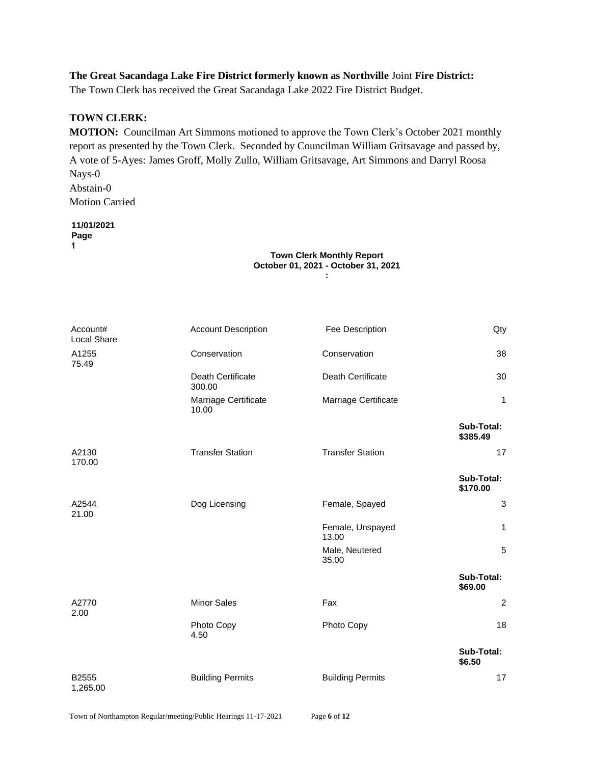**The Great Sacandaga Lake Fire District formerly known as Northville** Joint **Fire District:**
The Town Clerk has received the Great Sacandaga Lake 2022 Fire District Budget.

**TOWN CLERK:**

**MOTION:** Councilman Art Simmons motioned to approve the Town Clerk's October 2021 monthly report as presented by the Town Clerk. Seconded by Councilman William Gritsavage and passed by, A vote of 5-Ayes: James Groff, Molly Zullo, William Gritsavage, Art Simmons and Darryl Roosa
Nays-0
Abstain-0
Motion Carried

**11/01/2021**
**Page**
**1**

**Town Clerk Monthly Report**
**October 01, 2021 - October 31, 2021**
**:**

| Account# | Account Description | Fee Description | Qty | Local Share |
|---|---|---|---|---|
| A1255 | Conservation | Conservation | 38 | 75.49 |
| | Death Certificate | Death Certificate | 30 | 300.00 |
| | Marriage Certificate | Marriage Certificate | 1 | 10.00 |
| | | | **Sub-Total:** | **$385.49** |
| A2130 | Transfer Station | Transfer Station | 17 | 170.00 |
| | | | **Sub-Total:** | **$170.00** |
| A2544 | Dog Licensing | Female, Spayed | 3 | 21.00 |
| | | Female, Unspayed | 1 | 13.00 |
| | | Male, Neutered | 5 | 35.00 |
| | | | **Sub-Total:** | **$69.00** |
| A2770 | Minor Sales | Fax | 2 | 2.00 |
| | Photo Copy | Photo Copy | 18 | 4.50 |
| | | | **Sub-Total:** | **$6.50** |
| B2555 | Building Permits | Building Permits | 17 | 1,265.00 |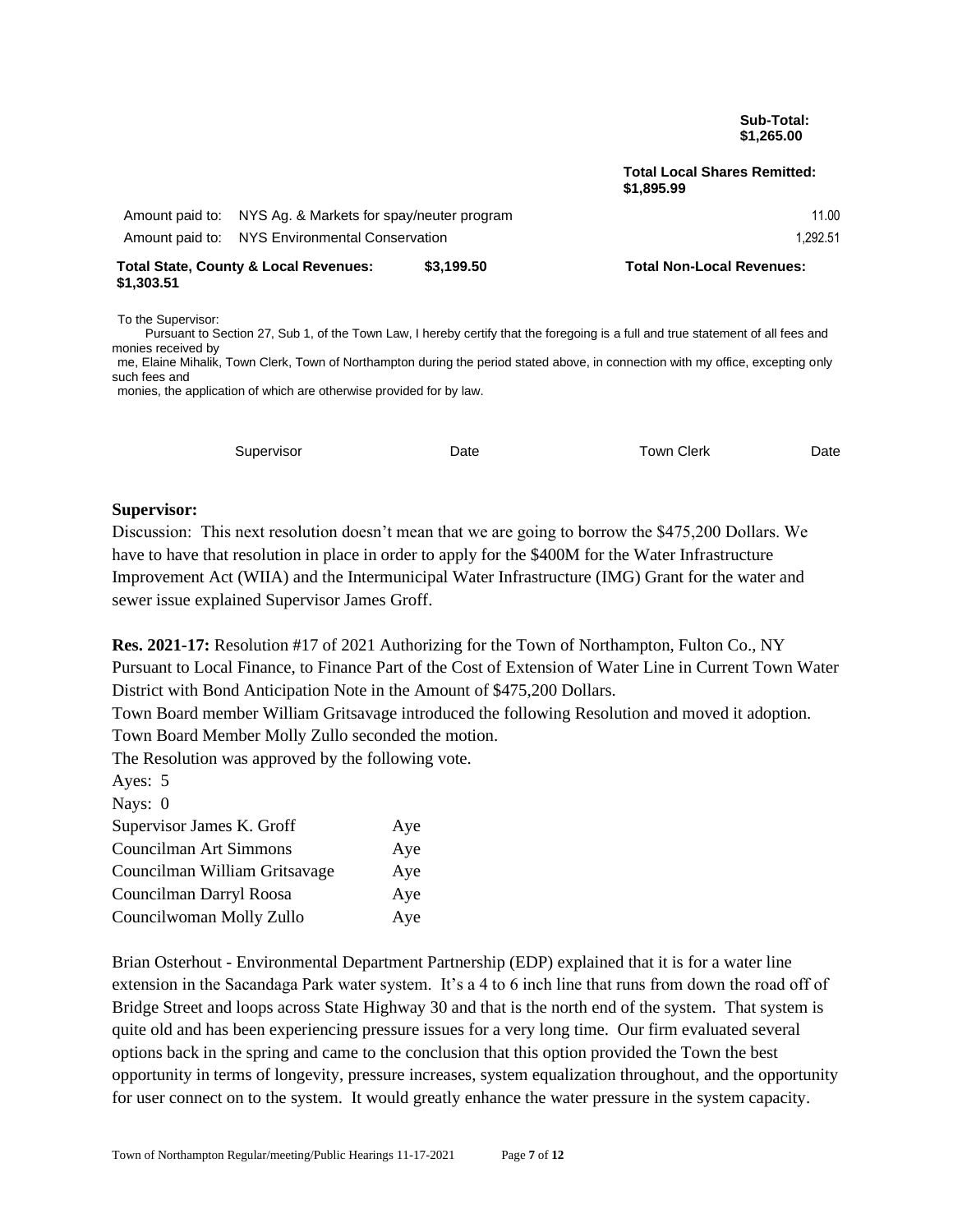**Sub-Total: $1,265.00**

**Total Local Shares Remitted: $1,895.99**

| | | |
|---|---|---|
| Amount paid to: | NYS Ag. & Markets for spay/neuter program | 11.00 |
| Amount paid to: | NYS Environmental Conservation | 1,292.51 |

**Total State, County & Local Revenues: $3,199.50** **Total Non-Local Revenues: $1,303.51**

To the Supervisor:

Pursuant to Section 27, Sub 1, of the Town Law, I hereby certify that the foregoing is a full and true statement of all fees and monies received by me, Elaine Mihalik, Town Clerk, Town of Northampton during the period stated above, in connection with my office, excepting only such fees and monies, the application of which are otherwise provided for by law.

Supervisor Date Town Clerk Date

**Supervisor:**

Discussion: This next resolution doesn't mean that we are going to borrow the $475,200 Dollars. We have to have that resolution in place in order to apply for the $400M for the Water Infrastructure Improvement Act (WIIA) and the Intermunicipal Water Infrastructure (IMG) Grant for the water and sewer issue explained Supervisor James Groff.

**Res. 2021-17:** Resolution #17 of 2021 Authorizing for the Town of Northampton, Fulton Co., NY Pursuant to Local Finance, to Finance Part of the Cost of Extension of Water Line in Current Town Water District with Bond Anticipation Note in the Amount of $475,200 Dollars.

Town Board member William Gritsavage introduced the following Resolution and moved it adoption.

Town Board Member Molly Zullo seconded the motion.

The Resolution was approved by the following vote.

Ayes: 5

Nays: 0

| | |
|---|---|
| Supervisor James K. Groff | Aye |
| Councilman Art Simmons | Aye |
| Councilman William Gritsavage | Aye |
| Councilman Darryl Roosa | Aye |
| Councilwoman Molly Zullo | Aye |

Brian Osterhout - Environmental Department Partnership (EDP) explained that it is for a water line extension in the Sacandaga Park water system. It's a 4 to 6 inch line that runs from down the road off of Bridge Street and loops across State Highway 30 and that is the north end of the system. That system is quite old and has been experiencing pressure issues for a very long time. Our firm evaluated several options back in the spring and came to the conclusion that this option provided the Town the best opportunity in terms of longevity, pressure increases, system equalization throughout, and the opportunity for user connect on to the system. It would greatly enhance the water pressure in the system capacity.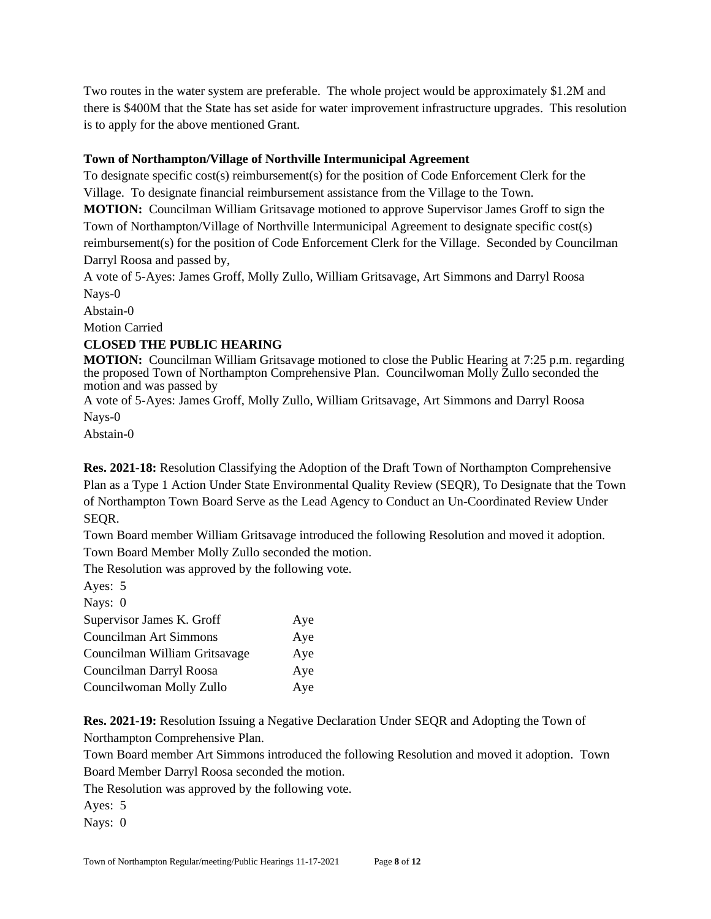Two routes in the water system are preferable. The whole project would be approximately $1.2M and there is $400M that the State has set aside for water improvement infrastructure upgrades. This resolution is to apply for the above mentioned Grant.

**Town of Northampton/Village of Northville Intermunicipal Agreement**

To designate specific cost(s) reimbursement(s) for the position of Code Enforcement Clerk for the Village. To designate financial reimbursement assistance from the Village to the Town.

**MOTION:** Councilman William Gritsavage motioned to approve Supervisor James Groff to sign the Town of Northampton/Village of Northville Intermunicipal Agreement to designate specific cost(s) reimbursement(s) for the position of Code Enforcement Clerk for the Village. Seconded by Councilman Darryl Roosa and passed by,

A vote of 5-Ayes: James Groff, Molly Zullo, William Gritsavage, Art Simmons and Darryl Roosa

Nays-0

Abstain-0

Motion Carried

**CLOSED THE PUBLIC HEARING**

**MOTION:** Councilman William Gritsavage motioned to close the Public Hearing at 7:25 p.m. regarding the proposed Town of Northampton Comprehensive Plan. Councilwoman Molly Zullo seconded the motion and was passed by

A vote of 5-Ayes: James Groff, Molly Zullo, William Gritsavage, Art Simmons and Darryl Roosa

Nays-0

Abstain-0

**Res. 2021-18:** Resolution Classifying the Adoption of the Draft Town of Northampton Comprehensive Plan as a Type 1 Action Under State Environmental Quality Review (SEQR), To Designate that the Town of Northampton Town Board Serve as the Lead Agency to Conduct an Un-Coordinated Review Under SEQR.

Town Board member William Gritsavage introduced the following Resolution and moved it adoption. Town Board Member Molly Zullo seconded the motion.

The Resolution was approved by the following vote.

Ayes: 5

Nays: 0

| | |
|---|---|
| Supervisor James K. Groff | Aye |
| Councilman Art Simmons | Aye |
| Councilman William Gritsavage | Aye |
| Councilman Darryl Roosa | Aye |
| Councilwoman Molly Zullo | Aye |

**Res. 2021-19:** Resolution Issuing a Negative Declaration Under SEQR and Adopting the Town of Northampton Comprehensive Plan.

Town Board member Art Simmons introduced the following Resolution and moved it adoption. Town Board Member Darryl Roosa seconded the motion.

The Resolution was approved by the following vote.

Ayes: 5

Nays: 0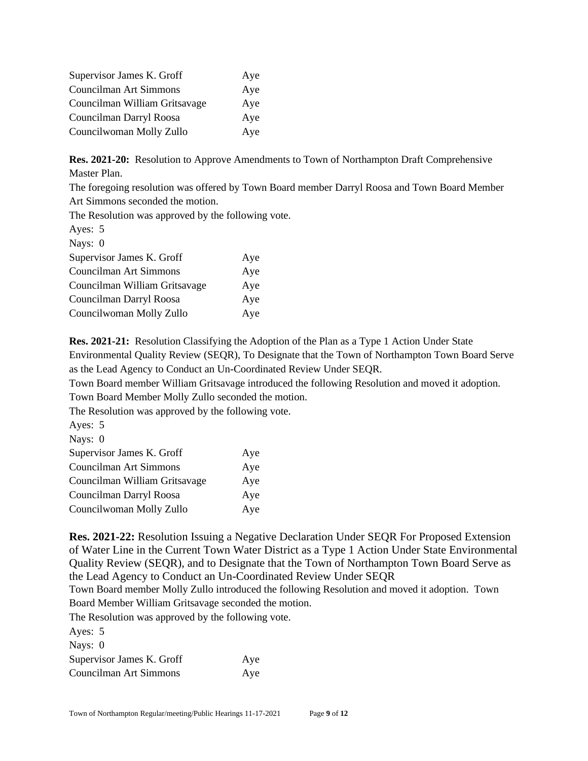| | |
|---|---|
| Supervisor James K. Groff | Aye |
| Councilman Art Simmons | Aye |
| Councilman William Gritsavage | Aye |
| Councilman Darryl Roosa | Aye |
| Councilwoman Molly Zullo | Aye |

**Res. 2021-20:** Resolution to Approve Amendments to Town of Northampton Draft Comprehensive Master Plan.
The foregoing resolution was offered by Town Board member Darryl Roosa and Town Board Member Art Simmons seconded the motion.
The Resolution was approved by the following vote.
Ayes: 5
Nays: 0

| | |
|---|---|
| Supervisor James K. Groff | Aye |
| Councilman Art Simmons | Aye |
| Councilman William Gritsavage | Aye |
| Councilman Darryl Roosa | Aye |
| Councilwoman Molly Zullo | Aye |

**Res. 2021-21:** Resolution Classifying the Adoption of the Plan as a Type 1 Action Under State Environmental Quality Review (SEQR), To Designate that the Town of Northampton Town Board Serve as the Lead Agency to Conduct an Un-Coordinated Review Under SEQR.
Town Board member William Gritsavage introduced the following Resolution and moved it adoption. Town Board Member Molly Zullo seconded the motion.
The Resolution was approved by the following vote.
Ayes: 5
Nays: 0

| | |
|---|---|
| Supervisor James K. Groff | Aye |
| Councilman Art Simmons | Aye |
| Councilman William Gritsavage | Aye |
| Councilman Darryl Roosa | Aye |
| Councilwoman Molly Zullo | Aye |

**Res. 2021-22:** Resolution Issuing a Negative Declaration Under SEQR For Proposed Extension of Water Line in the Current Town Water District as a Type 1 Action Under State Environmental Quality Review (SEQR), and to Designate that the Town of Northampton Town Board Serve as the Lead Agency to Conduct an Un-Coordinated Review Under SEQR
Town Board member Molly Zullo introduced the following Resolution and moved it adoption. Town Board Member William Gritsavage seconded the motion.
The Resolution was approved by the following vote.
Ayes: 5
Nays: 0

| | |
|---|---|
| Supervisor James K. Groff | Aye |
| Councilman Art Simmons | Aye |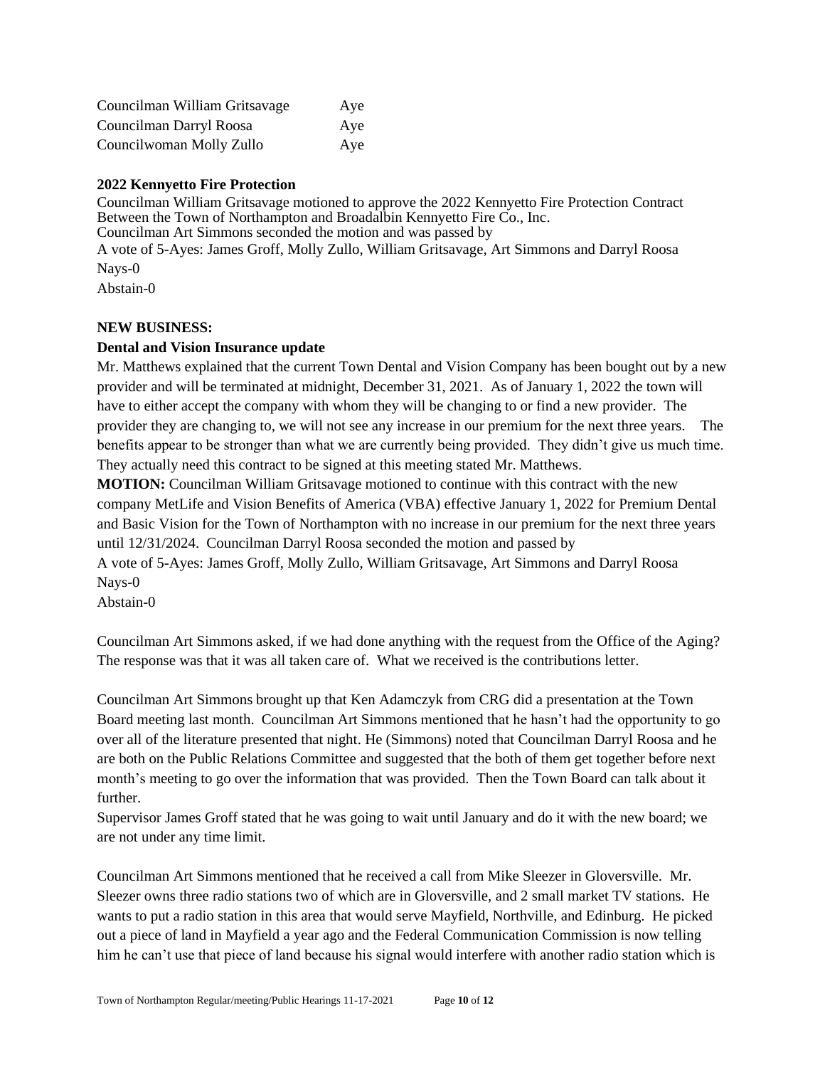| | |
|---|---|
| Councilman William Gritsavage | Aye |
| Councilman Darryl Roosa | Aye |
| Councilwoman Molly Zullo | Aye |

**2022 Kennyetto Fire Protection**

Councilman William Gritsavage motioned to approve the 2022 Kennyetto Fire Protection Contract Between the Town of Northampton and Broadalbin Kennyetto Fire Co., Inc.
Councilman Art Simmons seconded the motion and was passed by
A vote of 5-Ayes: James Groff, Molly Zullo, William Gritsavage, Art Simmons and Darryl Roosa
Nays-0
Abstain-0

**NEW BUSINESS:**

**Dental and Vision Insurance update**

Mr. Matthews explained that the current Town Dental and Vision Company has been bought out by a new provider and will be terminated at midnight, December 31, 2021. As of January 1, 2022 the town will have to either accept the company with whom they will be changing to or find a new provider. The provider they are changing to, we will not see any increase in our premium for the next three years. The benefits appear to be stronger than what we are currently being provided. They didn't give us much time. They actually need this contract to be signed at this meeting stated Mr. Matthews.

**MOTION:** Councilman William Gritsavage motioned to continue with this contract with the new company MetLife and Vision Benefits of America (VBA) effective January 1, 2022 for Premium Dental and Basic Vision for the Town of Northampton with no increase in our premium for the next three years until 12/31/2024. Councilman Darryl Roosa seconded the motion and passed by
A vote of 5-Ayes: James Groff, Molly Zullo, William Gritsavage, Art Simmons and Darryl Roosa
Nays-0
Abstain-0

Councilman Art Simmons asked, if we had done anything with the request from the Office of the Aging? The response was that it was all taken care of. What we received is the contributions letter.

Councilman Art Simmons brought up that Ken Adamczyk from CRG did a presentation at the Town Board meeting last month. Councilman Art Simmons mentioned that he hasn't had the opportunity to go over all of the literature presented that night. He (Simmons) noted that Councilman Darryl Roosa and he are both on the Public Relations Committee and suggested that the both of them get together before next month's meeting to go over the information that was provided. Then the Town Board can talk about it further.
Supervisor James Groff stated that he was going to wait until January and do it with the new board; we are not under any time limit.

Councilman Art Simmons mentioned that he received a call from Mike Sleezer in Gloversville. Mr. Sleezer owns three radio stations two of which are in Gloversville, and 2 small market TV stations. He wants to put a radio station in this area that would serve Mayfield, Northville, and Edinburg. He picked out a piece of land in Mayfield a year ago and the Federal Communication Commission is now telling him he can't use that piece of land because his signal would interfere with another radio station which is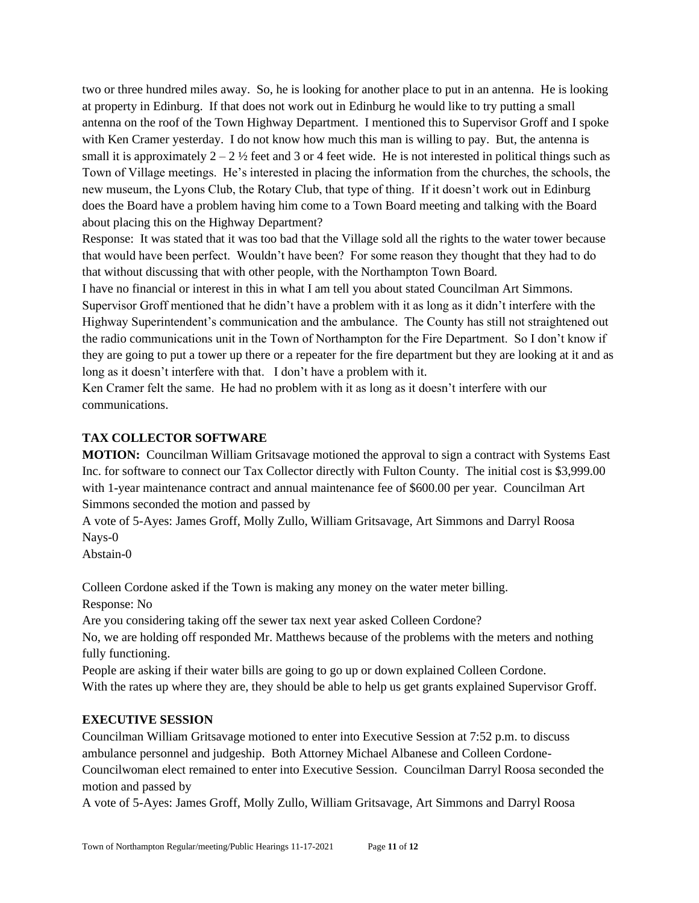two or three hundred miles away. So, he is looking for another place to put in an antenna. He is looking at property in Edinburg. If that does not work out in Edinburg he would like to try putting a small antenna on the roof of the Town Highway Department. I mentioned this to Supervisor Groff and I spoke with Ken Cramer yesterday. I do not know how much this man is willing to pay. But, the antenna is small it is approximately 2 – 2 ½ feet and 3 or 4 feet wide. He is not interested in political things such as Town of Village meetings. He's interested in placing the information from the churches, the schools, the new museum, the Lyons Club, the Rotary Club, that type of thing. If it doesn't work out in Edinburg does the Board have a problem having him come to a Town Board meeting and talking with the Board about placing this on the Highway Department?

Response: It was stated that it was too bad that the Village sold all the rights to the water tower because that would have been perfect. Wouldn't have been? For some reason they thought that they had to do that without discussing that with other people, with the Northampton Town Board.

I have no financial or interest in this in what I am tell you about stated Councilman Art Simmons.

Supervisor Groff mentioned that he didn't have a problem with it as long as it didn't interfere with the Highway Superintendent's communication and the ambulance. The County has still not straightened out the radio communications unit in the Town of Northampton for the Fire Department. So I don't know if they are going to put a tower up there or a repeater for the fire department but they are looking at it and as long as it doesn't interfere with that. I don't have a problem with it.

Ken Cramer felt the same. He had no problem with it as long as it doesn't interfere with our communications.

**TAX COLLECTOR SOFTWARE**

**MOTION:** Councilman William Gritsavage motioned the approval to sign a contract with Systems East Inc. for software to connect our Tax Collector directly with Fulton County. The initial cost is $3,999.00 with 1-year maintenance contract and annual maintenance fee of $600.00 per year. Councilman Art Simmons seconded the motion and passed by

A vote of 5-Ayes: James Groff, Molly Zullo, William Gritsavage, Art Simmons and Darryl Roosa

Nays-0

Abstain-0

Colleen Cordone asked if the Town is making any money on the water meter billing.

Response: No

Are you considering taking off the sewer tax next year asked Colleen Cordone?

No, we are holding off responded Mr. Matthews because of the problems with the meters and nothing fully functioning.

People are asking if their water bills are going to go up or down explained Colleen Cordone.

With the rates up where they are, they should be able to help us get grants explained Supervisor Groff.

**EXECUTIVE SESSION**

Councilman William Gritsavage motioned to enter into Executive Session at 7:52 p.m. to discuss ambulance personnel and judgeship. Both Attorney Michael Albanese and Colleen Cordone-Councilwoman elect remained to enter into Executive Session. Councilman Darryl Roosa seconded the motion and passed by

A vote of 5-Ayes: James Groff, Molly Zullo, William Gritsavage, Art Simmons and Darryl Roosa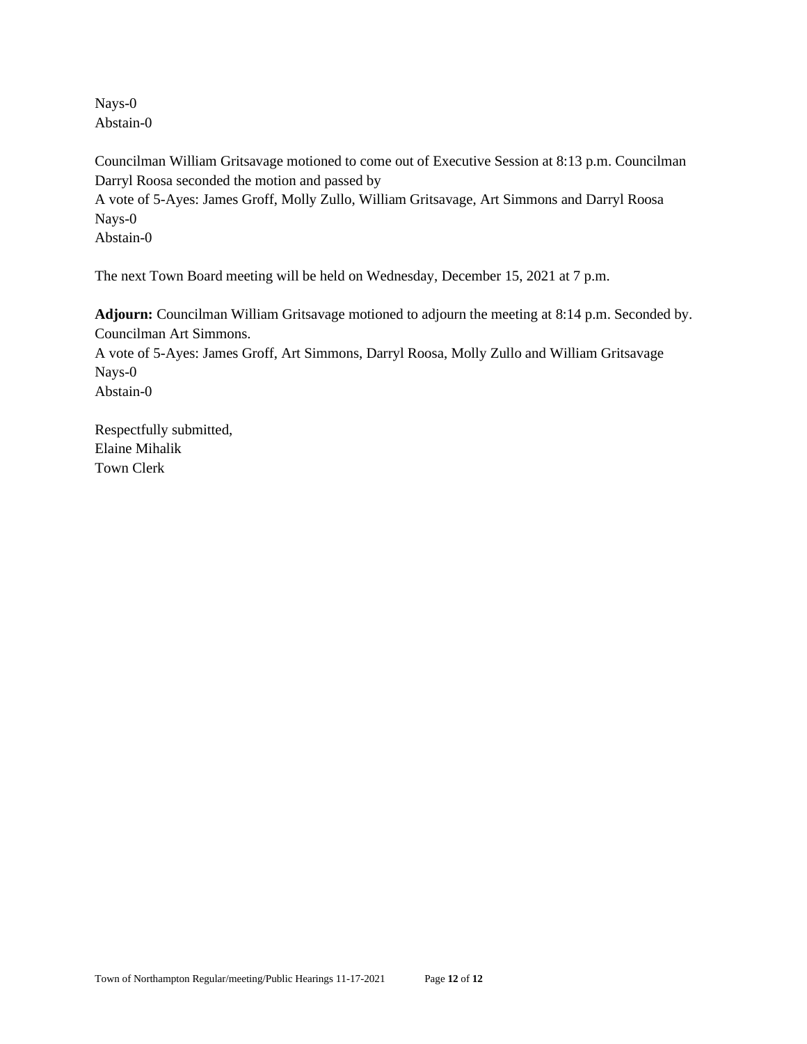Nays-0
Abstain-0

Councilman William Gritsavage motioned to come out of Executive Session at 8:13 p.m. Councilman Darryl Roosa seconded the motion and passed by
A vote of 5-Ayes: James Groff, Molly Zullo, William Gritsavage, Art Simmons and Darryl Roosa
Nays-0
Abstain-0

The next Town Board meeting will be held on Wednesday, December 15, 2021 at 7 p.m.

**Adjourn:** Councilman William Gritsavage motioned to adjourn the meeting at 8:14 p.m. Seconded by. Councilman Art Simmons.
A vote of 5-Ayes: James Groff, Art Simmons, Darryl Roosa, Molly Zullo and William Gritsavage
Nays-0
Abstain-0

Respectfully submitted,
Elaine Mihalik
Town Clerk